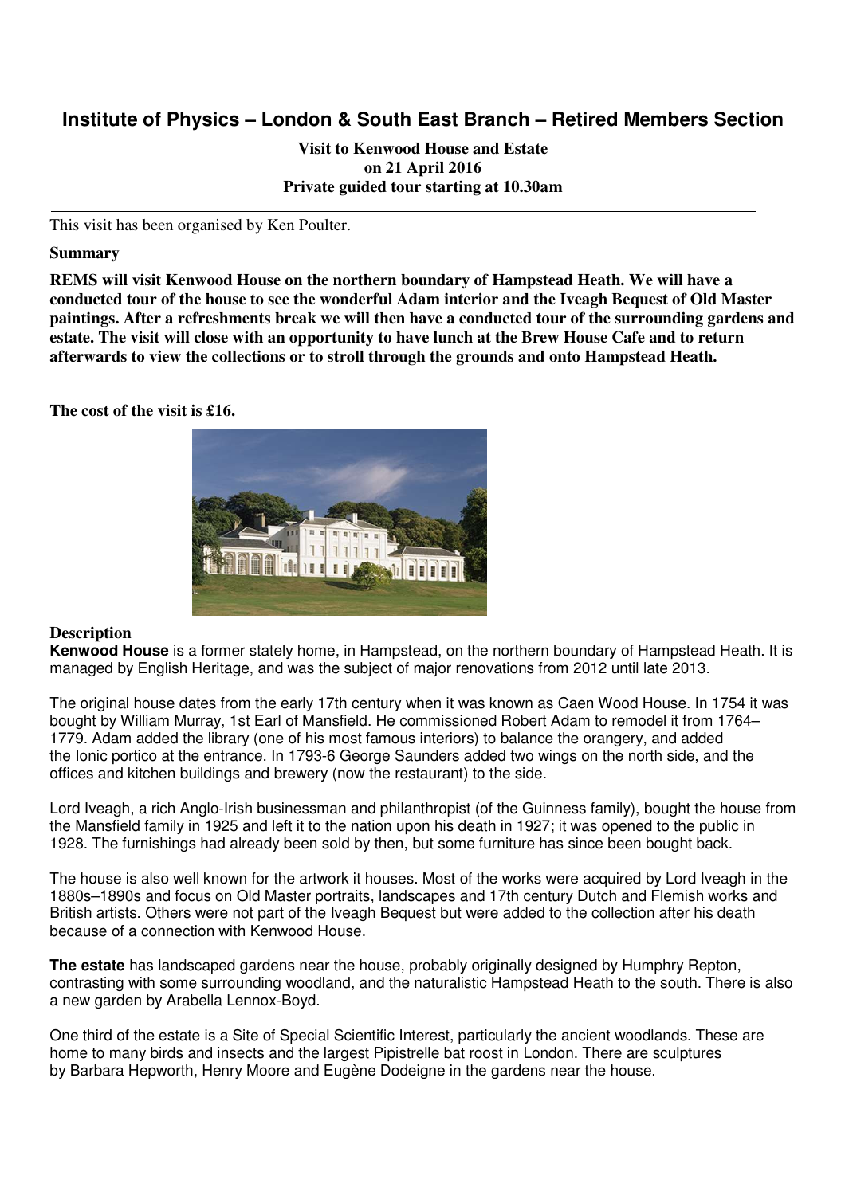# Institute of Physics – London & South East Branch – Retired Members Section

**Visit to Kenwood House and Estate**
**on 21 April 2016**
**Private guided tour starting at 10.30am**

---

This visit has been organised by Ken Poulter.

### Summary

**REMS will visit Kenwood House on the northern boundary of Hampstead Heath. We will have a conducted tour of the house to see the wonderful Adam interior and the Iveagh Bequest of Old Master paintings. After a refreshments break we will then have a conducted tour of the surrounding gardens and estate. The visit will close with an opportunity to have lunch at the Brew House Cafe and to return afterwards to view the collections or to stroll through the grounds and onto Hampstead Heath.**

**The cost of the visit is £16.**

### Description

**Kenwood House** is a former stately home, in Hampstead, on the northern boundary of Hampstead Heath. It is managed by English Heritage, and was the subject of major renovations from 2012 until late 2013.

The original house dates from the early 17th century when it was known as Caen Wood House. In 1754 it was bought by William Murray, 1st Earl of Mansfield. He commissioned Robert Adam to remodel it from 1764–1779. Adam added the library (one of his most famous interiors) to balance the orangery, and added the Ionic portico at the entrance. In 1793-6 George Saunders added two wings on the north side, and the offices and kitchen buildings and brewery (now the restaurant) to the side.

Lord Iveagh, a rich Anglo-Irish businessman and philanthropist (of the Guinness family), bought the house from the Mansfield family in 1925 and left it to the nation upon his death in 1927; it was opened to the public in 1928. The furnishings had already been sold by then, but some furniture has since been bought back.

The house is also well known for the artwork it houses. Most of the works were acquired by Lord Iveagh in the 1880s–1890s and focus on Old Master portraits, landscapes and 17th century Dutch and Flemish works and British artists. Others were not part of the Iveagh Bequest but were added to the collection after his death because of a connection with Kenwood House.

**The estate** has landscaped gardens near the house, probably originally designed by Humphry Repton, contrasting with some surrounding woodland, and the naturalistic Hampstead Heath to the south. There is also a new garden by Arabella Lennox-Boyd.

One third of the estate is a Site of Special Scientific Interest, particularly the ancient woodlands. These are home to many birds and insects and the largest Pipistrelle bat roost in London. There are sculptures by Barbara Hepworth, Henry Moore and Eugène Dodeigne in the gardens near the house.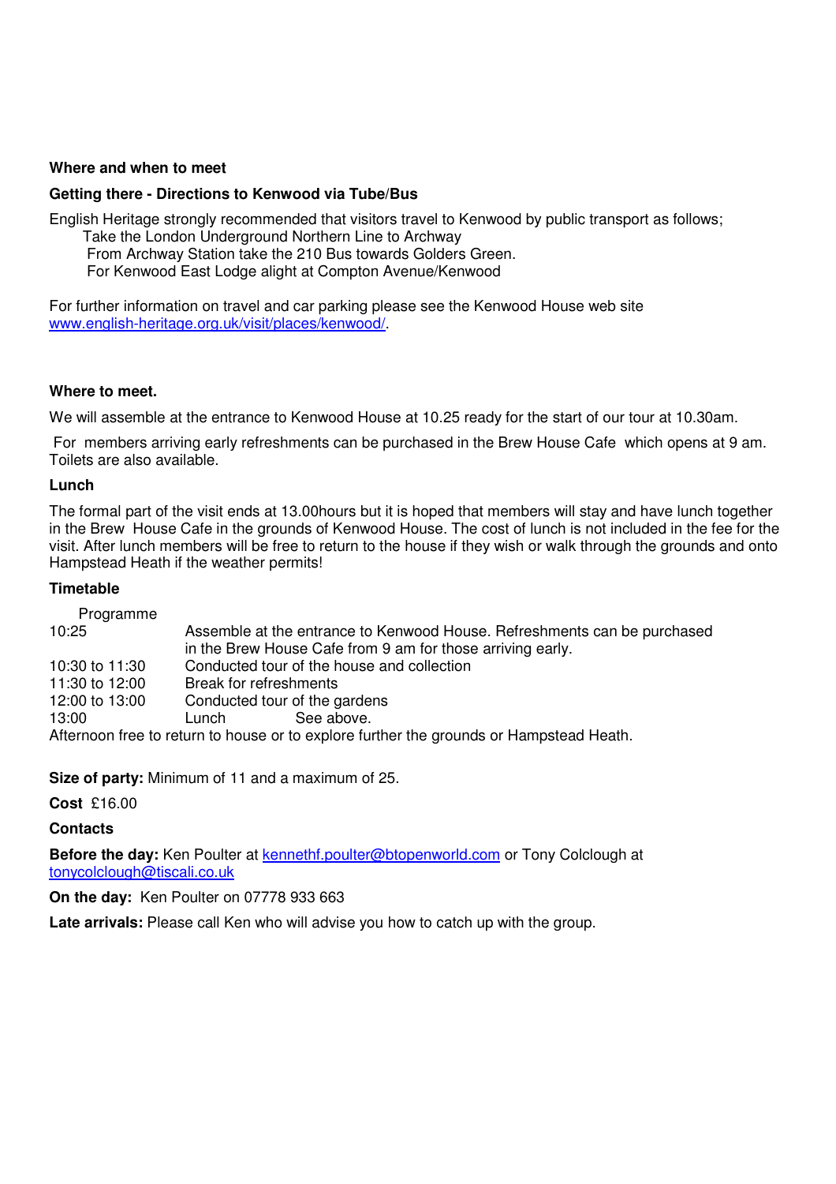**Where and when to meet**

**Getting there - Directions to Kenwood via Tube/Bus**

English Heritage strongly recommended that visitors travel to Kenwood by public transport as follows;

Take the London Underground Northern Line to Archway

From Archway Station take the 210 Bus towards Golders Green.

For Kenwood East Lodge alight at Compton Avenue/Kenwood

For further information on travel and car parking please see the Kenwood House web site [www.english-heritage.org.uk/visit/places/kenwood/](www.english-heritage.org.uk/visit/places/kenwood/).

**Where to meet.**

We will assemble at the entrance to Kenwood House at 10.25 ready for the start of our tour at 10.30am.

For members arriving early refreshments can be purchased in the Brew House Cafe which opens at 9 am. Toilets are also available.

**Lunch**

The formal part of the visit ends at 13.00hours but it is hoped that members will stay and have lunch together in the Brew House Cafe in the grounds of Kenwood House. The cost of lunch is not included in the fee for the visit. After lunch members will be free to return to the house if they wish or walk through the grounds and onto Hampstead Heath if the weather permits!

**Timetable**

| Programme | |
|---|---|
| 10:25 | Assemble at the entrance to Kenwood House. Refreshments can be purchased in the Brew House Cafe from 9 am for those arriving early. |
| 10:30 to 11:30 | Conducted tour of the house and collection |
| 11:30 to 12:00 | Break for refreshments |
| 12:00 to 13:00 | Conducted tour of the gardens |
| 13:00 | Lunch See above. |

Afternoon free to return to house or to explore further the grounds or Hampstead Heath.

**Size of party:** Minimum of 11 and a maximum of 25.

**Cost** £16.00

**Contacts**

**Before the day:** Ken Poulter at kennethf.poulter@btopenworld.com or Tony Colclough at tonycolclough@tiscali.co.uk

**On the day:** Ken Poulter on 07778 933 663

**Late arrivals:** Please call Ken who will advise you how to catch up with the group.